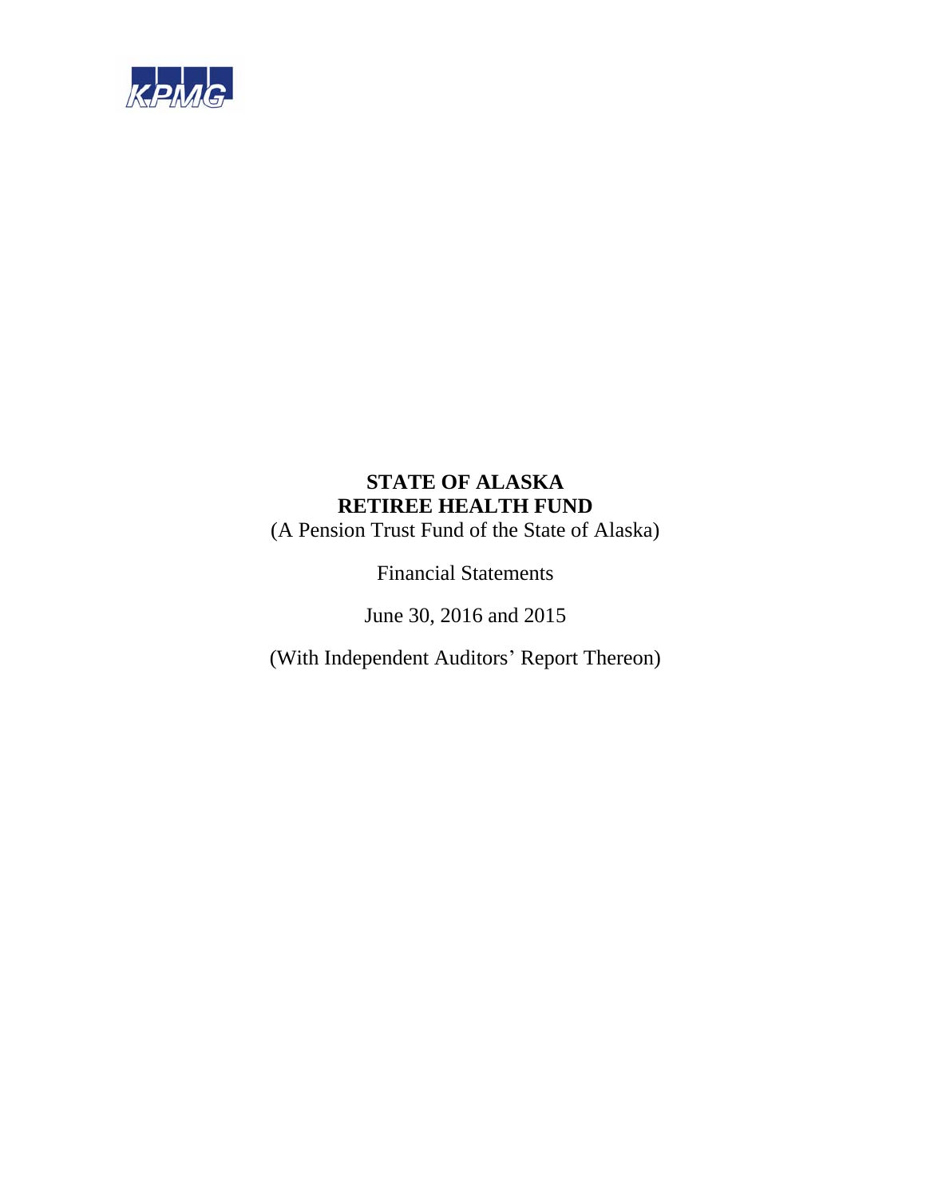KPMG

# STATE OF ALASKA
# RETIREE HEALTH FUND

(A Pension Trust Fund of the State of Alaska)

Financial Statements

June 30, 2016 and 2015

(With Independent Auditors' Report Thereon)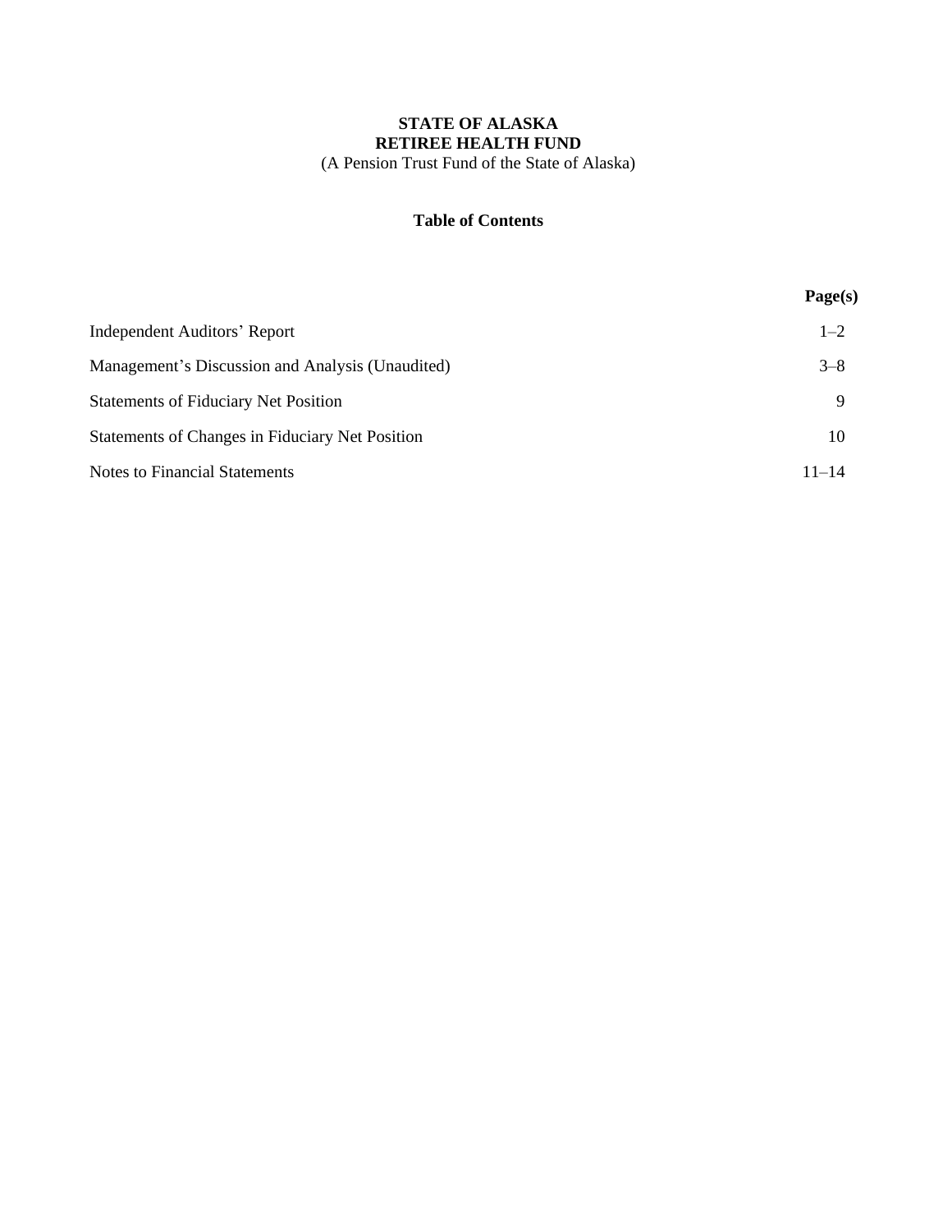**STATE OF ALASKA**
**RETIREE HEALTH FUND**
(A Pension Trust Fund of the State of Alaska)

**Table of Contents**

| | Page(s) |
|---|---|
| Independent Auditors' Report | 1–2 |
| Management's Discussion and Analysis (Unaudited) | 3–8 |
| Statements of Fiduciary Net Position | 9 |
| Statements of Changes in Fiduciary Net Position | 10 |
| Notes to Financial Statements | 11–14 |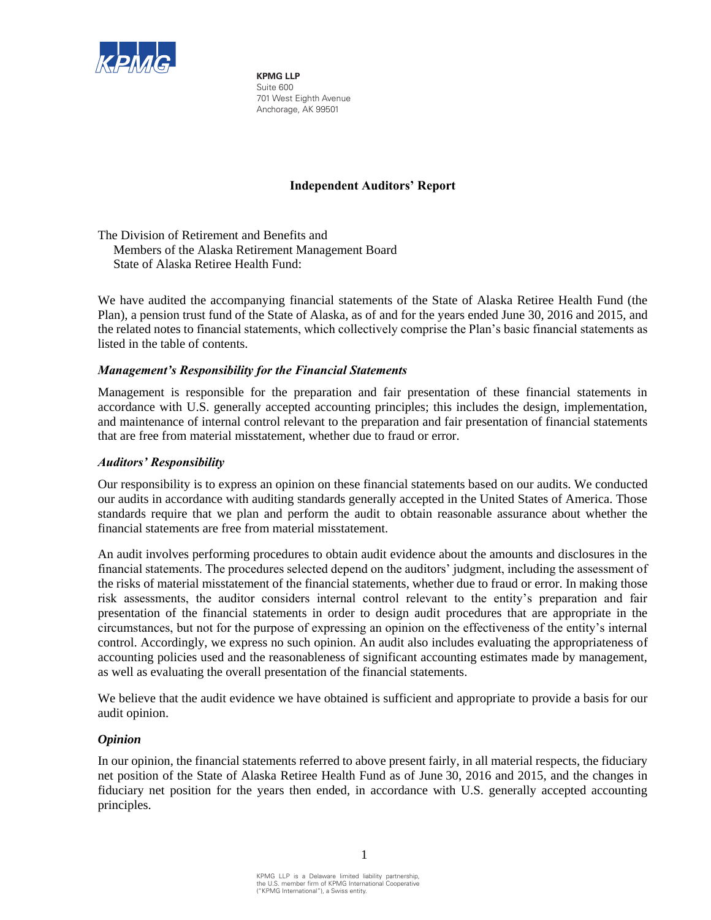**KPMG LLP**
Suite 600
701 West Eighth Avenue
Anchorage, AK 99501

## Independent Auditors' Report

The Division of Retirement and Benefits and
Members of the Alaska Retirement Management Board
State of Alaska Retiree Health Fund:

We have audited the accompanying financial statements of the State of Alaska Retiree Health Fund (the Plan), a pension trust fund of the State of Alaska, as of and for the years ended June 30, 2016 and 2015, and the related notes to financial statements, which collectively comprise the Plan's basic financial statements as listed in the table of contents.

### *Management's Responsibility for the Financial Statements*

Management is responsible for the preparation and fair presentation of these financial statements in accordance with U.S. generally accepted accounting principles; this includes the design, implementation, and maintenance of internal control relevant to the preparation and fair presentation of financial statements that are free from material misstatement, whether due to fraud or error.

### *Auditors' Responsibility*

Our responsibility is to express an opinion on these financial statements based on our audits. We conducted our audits in accordance with auditing standards generally accepted in the United States of America. Those standards require that we plan and perform the audit to obtain reasonable assurance about whether the financial statements are free from material misstatement.

An audit involves performing procedures to obtain audit evidence about the amounts and disclosures in the financial statements. The procedures selected depend on the auditors' judgment, including the assessment of the risks of material misstatement of the financial statements, whether due to fraud or error. In making those risk assessments, the auditor considers internal control relevant to the entity's preparation and fair presentation of the financial statements in order to design audit procedures that are appropriate in the circumstances, but not for the purpose of expressing an opinion on the effectiveness of the entity's internal control. Accordingly, we express no such opinion. An audit also includes evaluating the appropriateness of accounting policies used and the reasonableness of significant accounting estimates made by management, as well as evaluating the overall presentation of the financial statements.

We believe that the audit evidence we have obtained is sufficient and appropriate to provide a basis for our audit opinion.

### *Opinion*

In our opinion, the financial statements referred to above present fairly, in all material respects, the fiduciary net position of the State of Alaska Retiree Health Fund as of June 30, 2016 and 2015, and the changes in fiduciary net position for the years then ended, in accordance with U.S. generally accepted accounting principles.

KPMG LLP is a Delaware limited liability partnership, the U.S. member firm of KPMG International Cooperative ("KPMG International"), a Swiss entity.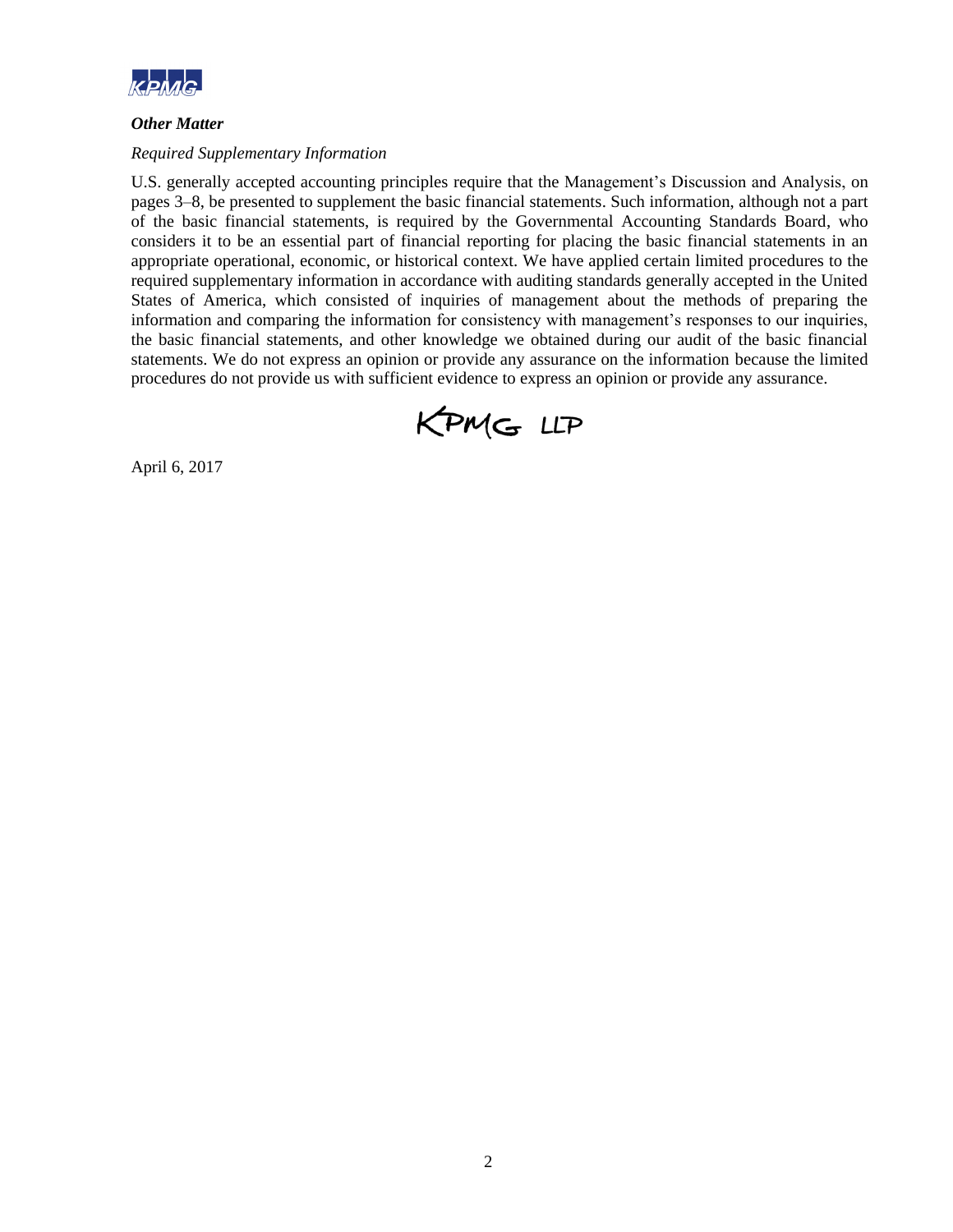***Other Matter***

*Required Supplementary Information*

U.S. generally accepted accounting principles require that the Management's Discussion and Analysis, on pages 3–8, be presented to supplement the basic financial statements. Such information, although not a part of the basic financial statements, is required by the Governmental Accounting Standards Board, who considers it to be an essential part of financial reporting for placing the basic financial statements in an appropriate operational, economic, or historical context. We have applied certain limited procedures to the required supplementary information in accordance with auditing standards generally accepted in the United States of America, which consisted of inquiries of management about the methods of preparing the information and comparing the information for consistency with management's responses to our inquiries, the basic financial statements, and other knowledge we obtained during our audit of the basic financial statements. We do not express an opinion or provide any assurance on the information because the limited procedures do not provide us with sufficient evidence to express an opinion or provide any assurance.

KPMG LLP

April 6, 2017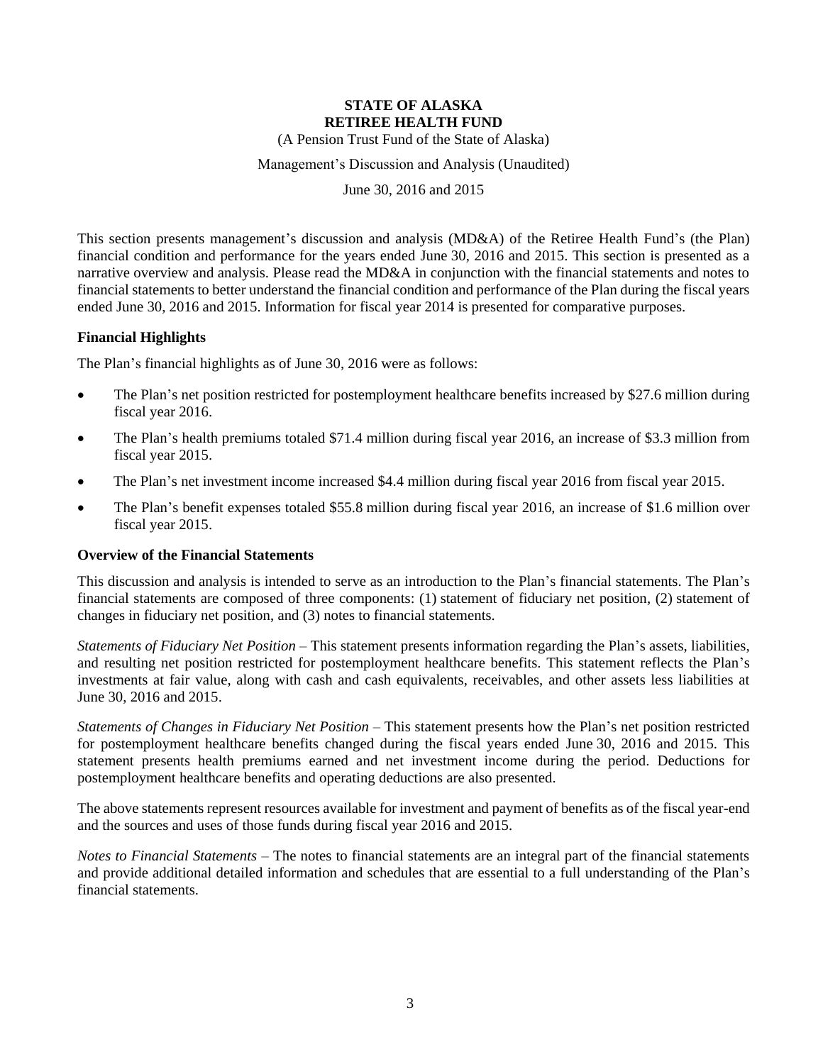# STATE OF ALASKA
# RETIREE HEALTH FUND

(A Pension Trust Fund of the State of Alaska)

Management's Discussion and Analysis (Unaudited)

June 30, 2016 and 2015

This section presents management's discussion and analysis (MD&A) of the Retiree Health Fund's (the Plan) financial condition and performance for the years ended June 30, 2016 and 2015. This section is presented as a narrative overview and analysis. Please read the MD&A in conjunction with the financial statements and notes to financial statements to better understand the financial condition and performance of the Plan during the fiscal years ended June 30, 2016 and 2015. Information for fiscal year 2014 is presented for comparative purposes.

### Financial Highlights

The Plan's financial highlights as of June 30, 2016 were as follows:

- The Plan's net position restricted for postemployment healthcare benefits increased by $27.6 million during fiscal year 2016.
- The Plan's health premiums totaled $71.4 million during fiscal year 2016, an increase of $3.3 million from fiscal year 2015.
- The Plan's net investment income increased $4.4 million during fiscal year 2016 from fiscal year 2015.
- The Plan's benefit expenses totaled $55.8 million during fiscal year 2016, an increase of $1.6 million over fiscal year 2015.

### Overview of the Financial Statements

This discussion and analysis is intended to serve as an introduction to the Plan's financial statements. The Plan's financial statements are composed of three components: (1) statement of fiduciary net position, (2) statement of changes in fiduciary net position, and (3) notes to financial statements.

*Statements of Fiduciary Net Position* – This statement presents information regarding the Plan's assets, liabilities, and resulting net position restricted for postemployment healthcare benefits. This statement reflects the Plan's investments at fair value, along with cash and cash equivalents, receivables, and other assets less liabilities at June 30, 2016 and 2015.

*Statements of Changes in Fiduciary Net Position* – This statement presents how the Plan's net position restricted for postemployment healthcare benefits changed during the fiscal years ended June 30, 2016 and 2015. This statement presents health premiums earned and net investment income during the period. Deductions for postemployment healthcare benefits and operating deductions are also presented.

The above statements represent resources available for investment and payment of benefits as of the fiscal year-end and the sources and uses of those funds during fiscal year 2016 and 2015.

*Notes to Financial Statements* – The notes to financial statements are an integral part of the financial statements and provide additional detailed information and schedules that are essential to a full understanding of the Plan's financial statements.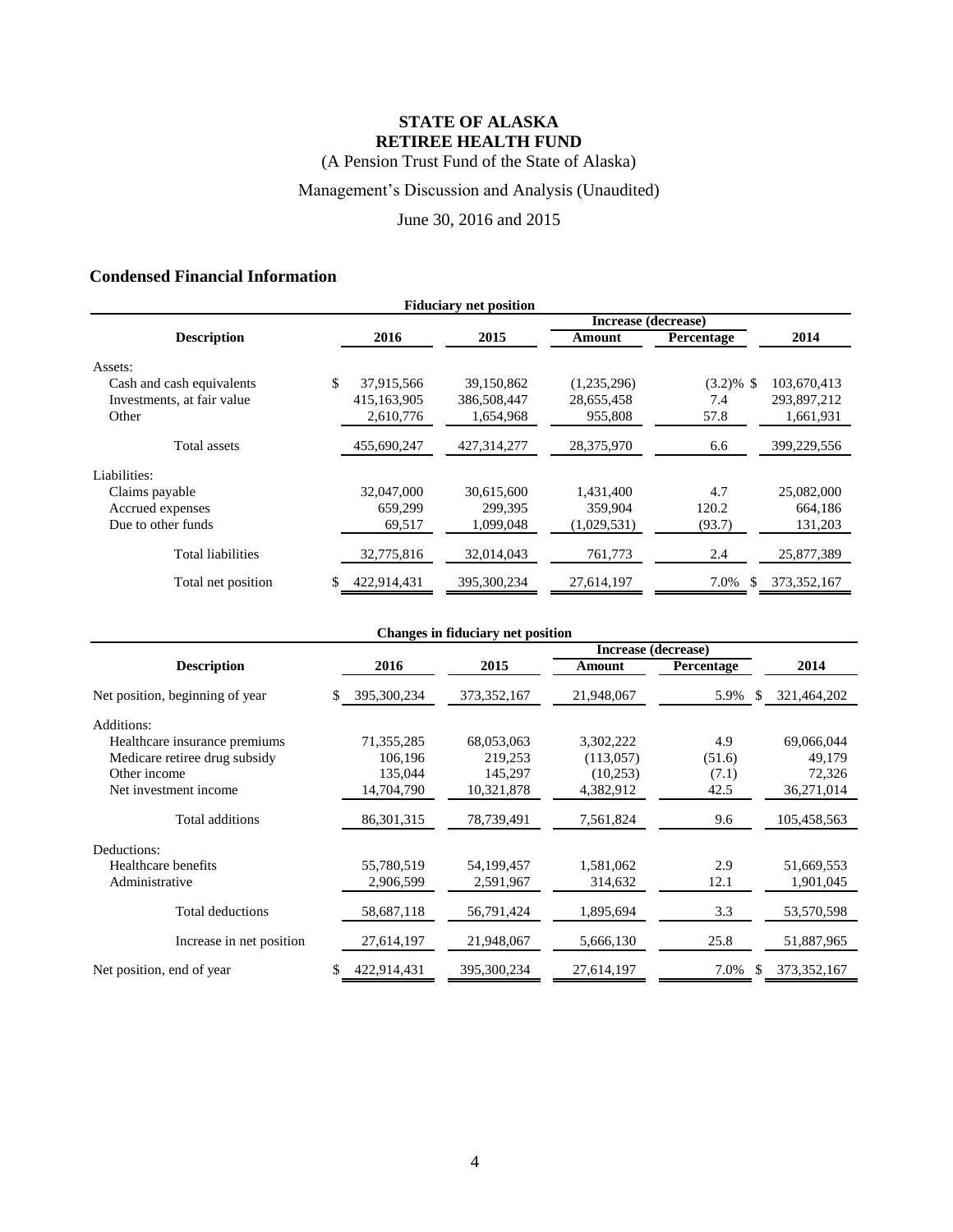# STATE OF ALASKA
# RETIREE HEALTH FUND

(A Pension Trust Fund of the State of Alaska)

Management's Discussion and Analysis (Unaudited)

June 30, 2016 and 2015

## Condensed Financial Information

**Fiduciary net position**

| Description | 2016 | 2015 | Increase (decrease) Amount | Increase (decrease) Percentage | 2014 |
|---|---|---|---|---|---|
| Assets: | | | | | |
| Cash and cash equivalents | $ 37,915,566 | 39,150,862 | (1,235,296) | (3.2)% $ | 103,670,413 |
| Investments, at fair value | 415,163,905 | 386,508,447 | 28,655,458 | 7.4 | 293,897,212 |
| Other | 2,610,776 | 1,654,968 | 955,808 | 57.8 | 1,661,931 |
| Total assets | 455,690,247 | 427,314,277 | 28,375,970 | 6.6 | 399,229,556 |
| Liabilities: | | | | | |
| Claims payable | 32,047,000 | 30,615,600 | 1,431,400 | 4.7 | 25,082,000 |
| Accrued expenses | 659,299 | 299,395 | 359,904 | 120.2 | 664,186 |
| Due to other funds | 69,517 | 1,099,048 | (1,029,531) | (93.7) | 131,203 |
| Total liabilities | 32,775,816 | 32,014,043 | 761,773 | 2.4 | 25,877,389 |
| Total net position | $ 422,914,431 | 395,300,234 | 27,614,197 | 7.0% $ | 373,352,167 |

**Changes in fiduciary net position**

| Description | 2016 | 2015 | Increase (decrease) Amount | Increase (decrease) Percentage | 2014 |
|---|---|---|---|---|---|
| Net position, beginning of year | $ 395,300,234 | 373,352,167 | 21,948,067 | 5.9% $ | 321,464,202 |
| Additions: | | | | | |
| Healthcare insurance premiums | 71,355,285 | 68,053,063 | 3,302,222 | 4.9 | 69,066,044 |
| Medicare retiree drug subsidy | 106,196 | 219,253 | (113,057) | (51.6) | 49,179 |
| Other income | 135,044 | 145,297 | (10,253) | (7.1) | 72,326 |
| Net investment income | 14,704,790 | 10,321,878 | 4,382,912 | 42.5 | 36,271,014 |
| Total additions | 86,301,315 | 78,739,491 | 7,561,824 | 9.6 | 105,458,563 |
| Deductions: | | | | | |
| Healthcare benefits | 55,780,519 | 54,199,457 | 1,581,062 | 2.9 | 51,669,553 |
| Administrative | 2,906,599 | 2,591,967 | 314,632 | 12.1 | 1,901,045 |
| Total deductions | 58,687,118 | 56,791,424 | 1,895,694 | 3.3 | 53,570,598 |
| Increase in net position | 27,614,197 | 21,948,067 | 5,666,130 | 25.8 | 51,887,965 |
| Net position, end of year | $ 422,914,431 | 395,300,234 | 27,614,197 | 7.0% $ | 373,352,167 |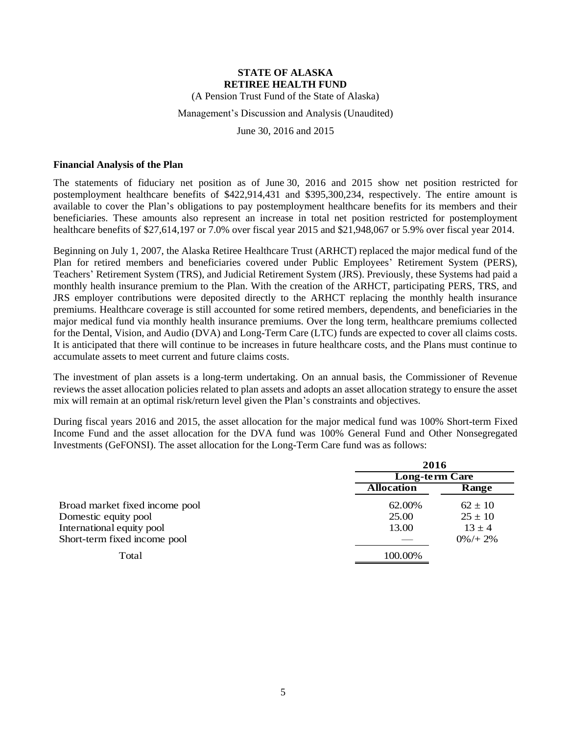**STATE OF ALASKA**
**RETIREE HEALTH FUND**
(A Pension Trust Fund of the State of Alaska)
Management's Discussion and Analysis (Unaudited)
June 30, 2016 and 2015

**Financial Analysis of the Plan**

The statements of fiduciary net position as of June 30, 2016 and 2015 show net position restricted for postemployment healthcare benefits of $422,914,431 and $395,300,234, respectively. The entire amount is available to cover the Plan's obligations to pay postemployment healthcare benefits for its members and their beneficiaries. These amounts also represent an increase in total net position restricted for postemployment healthcare benefits of $27,614,197 or 7.0% over fiscal year 2015 and $21,948,067 or 5.9% over fiscal year 2014.

Beginning on July 1, 2007, the Alaska Retiree Healthcare Trust (ARHCT) replaced the major medical fund of the Plan for retired members and beneficiaries covered under Public Employees' Retirement System (PERS), Teachers' Retirement System (TRS), and Judicial Retirement System (JRS). Previously, these Systems had paid a monthly health insurance premium to the Plan. With the creation of the ARHCT, participating PERS, TRS, and JRS employer contributions were deposited directly to the ARHCT replacing the monthly health insurance premiums. Healthcare coverage is still accounted for some retired members, dependents, and beneficiaries in the major medical fund via monthly health insurance premiums. Over the long term, healthcare premiums collected for the Dental, Vision, and Audio (DVA) and Long-Term Care (LTC) funds are expected to cover all claims costs. It is anticipated that there will continue to be increases in future healthcare costs, and the Plans must continue to accumulate assets to meet current and future claims costs.

The investment of plan assets is a long-term undertaking. On an annual basis, the Commissioner of Revenue reviews the asset allocation policies related to plan assets and adopts an asset allocation strategy to ensure the asset mix will remain at an optimal risk/return level given the Plan's constraints and objectives.

During fiscal years 2016 and 2015, the asset allocation for the major medical fund was 100% Short-term Fixed Income Fund and the asset allocation for the DVA fund was 100% General Fund and Other Nonsegregated Investments (GeFONSI). The asset allocation for the Long-Term Care fund was as follows:

| | 2016 | |
|---|---|---|
| | Long-term Care | |
| | Allocation | Range |
| Broad market fixed income pool | 62.00% | 62 ± 10 |
| Domestic equity pool | 25.00 | 25 ± 10 |
| International equity pool | 13.00 | 13 ± 4 |
| Short-term fixed income pool | — | 0%/+ 2% |
| Total | 100.00% | |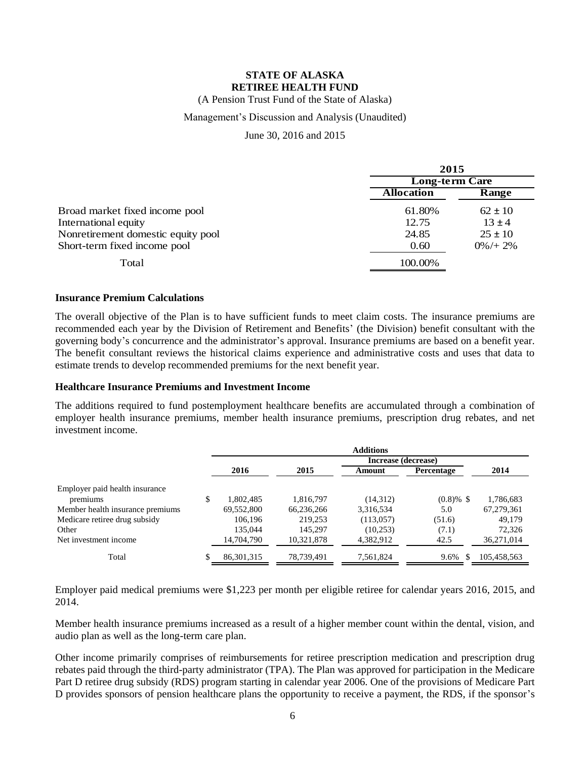**STATE OF ALASKA**
**RETIREE HEALTH FUND**
(A Pension Trust Fund of the State of Alaska)
Management's Discussion and Analysis (Unaudited)
June 30, 2016 and 2015

| | 2015 | |
|---|---|---|
| | Long-term Care | |
| | Allocation | Range |
| Broad market fixed income pool | 61.80% | 62 ± 10 |
| International equity | 12.75 | 13 ± 4 |
| Nonretirement domestic equity pool | 24.85 | 25 ± 10 |
| Short-term fixed income pool | 0.60 | 0%/+ 2% |
| Total | 100.00% | |

### Insurance Premium Calculations

The overall objective of the Plan is to have sufficient funds to meet claim costs. The insurance premiums are recommended each year by the Division of Retirement and Benefits' (the Division) benefit consultant with the governing body's concurrence and the administrator's approval. Insurance premiums are based on a benefit year. The benefit consultant reviews the historical claims experience and administrative costs and uses that data to estimate trends to develop recommended premiums for the next benefit year.

### Healthcare Insurance Premiums and Investment Income

The additions required to fund postemployment healthcare benefits are accumulated through a combination of employer health insurance premiums, member health insurance premiums, prescription drug rebates, and net investment income.

| | Additions | | | | |
|---|---|---|---|---|---|
| | | | Increase (decrease) | | |
| | 2016 | 2015 | Amount | Percentage | 2014 |
| Employer paid health insurance premiums | $ 1,802,485 | 1,816,797 | (14,312) | (0.8)% | $ 1,786,683 |
| Member health insurance premiums | 69,552,800 | 66,236,266 | 3,316,534 | 5.0 | 67,279,361 |
| Medicare retiree drug subsidy | 106,196 | 219,253 | (113,057) | (51.6) | 49,179 |
| Other | 135,044 | 145,297 | (10,253) | (7.1) | 72,326 |
| Net investment income | 14,704,790 | 10,321,878 | 4,382,912 | 42.5 | 36,271,014 |
| Total | $ 86,301,315 | 78,739,491 | 7,561,824 | 9.6% | $ 105,458,563 |

Employer paid medical premiums were $1,223 per month per eligible retiree for calendar years 2016, 2015, and 2014.

Member health insurance premiums increased as a result of a higher member count within the dental, vision, and audio plan as well as the long-term care plan.

Other income primarily comprises of reimbursements for retiree prescription medication and prescription drug rebates paid through the third-party administrator (TPA). The Plan was approved for participation in the Medicare Part D retiree drug subsidy (RDS) program starting in calendar year 2006. One of the provisions of Medicare Part D provides sponsors of pension healthcare plans the opportunity to receive a payment, the RDS, if the sponsor's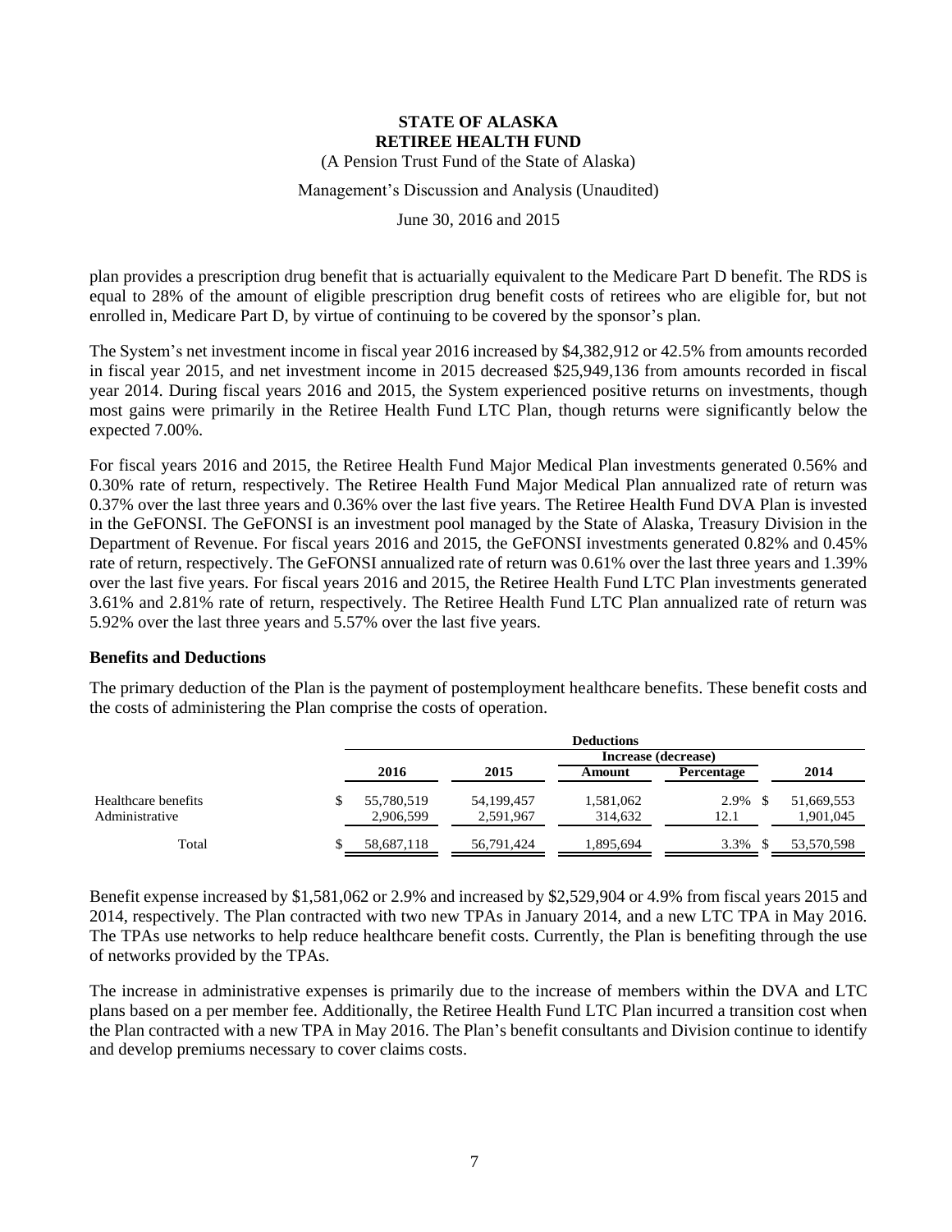plan provides a prescription drug benefit that is actuarially equivalent to the Medicare Part D benefit. The RDS is equal to 28% of the amount of eligible prescription drug benefit costs of retirees who are eligible for, but not enrolled in, Medicare Part D, by virtue of continuing to be covered by the sponsor's plan.

The System's net investment income in fiscal year 2016 increased by $4,382,912 or 42.5% from amounts recorded in fiscal year 2015, and net investment income in 2015 decreased $25,949,136 from amounts recorded in fiscal year 2014. During fiscal years 2016 and 2015, the System experienced positive returns on investments, though most gains were primarily in the Retiree Health Fund LTC Plan, though returns were significantly below the expected 7.00%.

For fiscal years 2016 and 2015, the Retiree Health Fund Major Medical Plan investments generated 0.56% and 0.30% rate of return, respectively. The Retiree Health Fund Major Medical Plan annualized rate of return was 0.37% over the last three years and 0.36% over the last five years. The Retiree Health Fund DVA Plan is invested in the GeFONSI. The GeFONSI is an investment pool managed by the State of Alaska, Treasury Division in the Department of Revenue. For fiscal years 2016 and 2015, the GeFONSI investments generated 0.82% and 0.45% rate of return, respectively. The GeFONSI annualized rate of return was 0.61% over the last three years and 1.39% over the last five years. For fiscal years 2016 and 2015, the Retiree Health Fund LTC Plan investments generated 3.61% and 2.81% rate of return, respectively. The Retiree Health Fund LTC Plan annualized rate of return was 5.92% over the last three years and 5.57% over the last five years.

### Benefits and Deductions

The primary deduction of the Plan is the payment of postemployment healthcare benefits. These benefit costs and the costs of administering the Plan comprise the costs of operation.

| | Deductions | | | | |
|---|---|---|---|---|---|
| | | | Increase (decrease) | | |
| | 2016 | 2015 | Amount | Percentage | 2014 |
| Healthcare benefits | $ 55,780,519 | 54,199,457 | 1,581,062 | 2.9% | $ 51,669,553 |
| Administrative | 2,906,599 | 2,591,967 | 314,632 | 12.1 | 1,901,045 |
| Total | $ 58,687,118 | 56,791,424 | 1,895,694 | 3.3% | $ 53,570,598 |

Benefit expense increased by $1,581,062 or 2.9% and increased by $2,529,904 or 4.9% from fiscal years 2015 and 2014, respectively. The Plan contracted with two new TPAs in January 2014, and a new LTC TPA in May 2016. The TPAs use networks to help reduce healthcare benefit costs. Currently, the Plan is benefiting through the use of networks provided by the TPAs.

The increase in administrative expenses is primarily due to the increase of members within the DVA and LTC plans based on a per member fee. Additionally, the Retiree Health Fund LTC Plan incurred a transition cost when the Plan contracted with a new TPA in May 2016. The Plan's benefit consultants and Division continue to identify and develop premiums necessary to cover claims costs.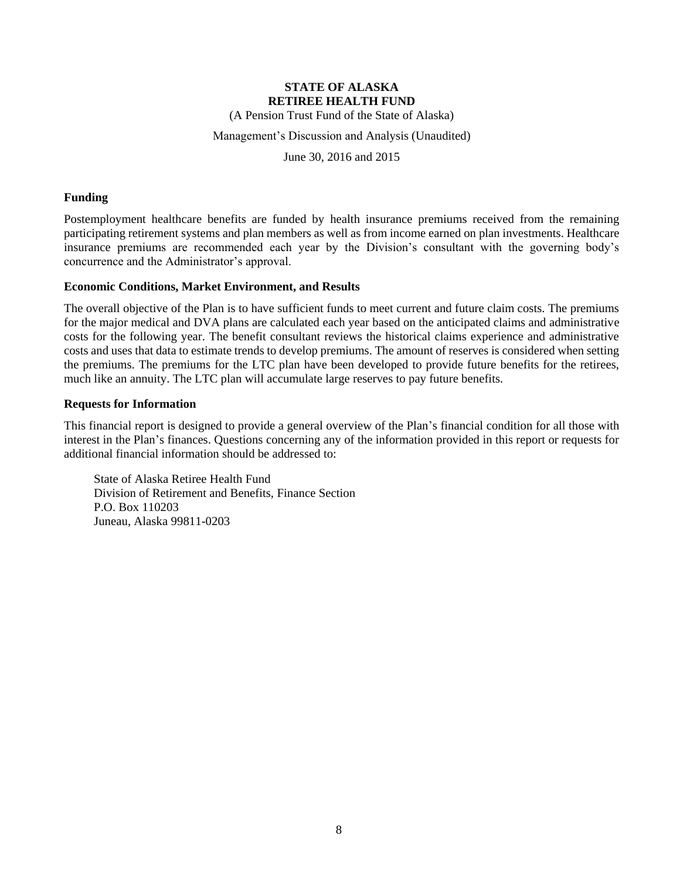**STATE OF ALASKA**
**RETIREE HEALTH FUND**
(A Pension Trust Fund of the State of Alaska)

Management's Discussion and Analysis (Unaudited)

June 30, 2016 and 2015

**Funding**

Postemployment healthcare benefits are funded by health insurance premiums received from the remaining participating retirement systems and plan members as well as from income earned on plan investments. Healthcare insurance premiums are recommended each year by the Division's consultant with the governing body's concurrence and the Administrator's approval.

**Economic Conditions, Market Environment, and Results**

The overall objective of the Plan is to have sufficient funds to meet current and future claim costs. The premiums for the major medical and DVA plans are calculated each year based on the anticipated claims and administrative costs for the following year. The benefit consultant reviews the historical claims experience and administrative costs and uses that data to estimate trends to develop premiums. The amount of reserves is considered when setting the premiums. The premiums for the LTC plan have been developed to provide future benefits for the retirees, much like an annuity. The LTC plan will accumulate large reserves to pay future benefits.

**Requests for Information**

This financial report is designed to provide a general overview of the Plan's financial condition for all those with interest in the Plan's finances. Questions concerning any of the information provided in this report or requests for additional financial information should be addressed to:

State of Alaska Retiree Health Fund
Division of Retirement and Benefits, Finance Section
P.O. Box 110203
Juneau, Alaska 99811-0203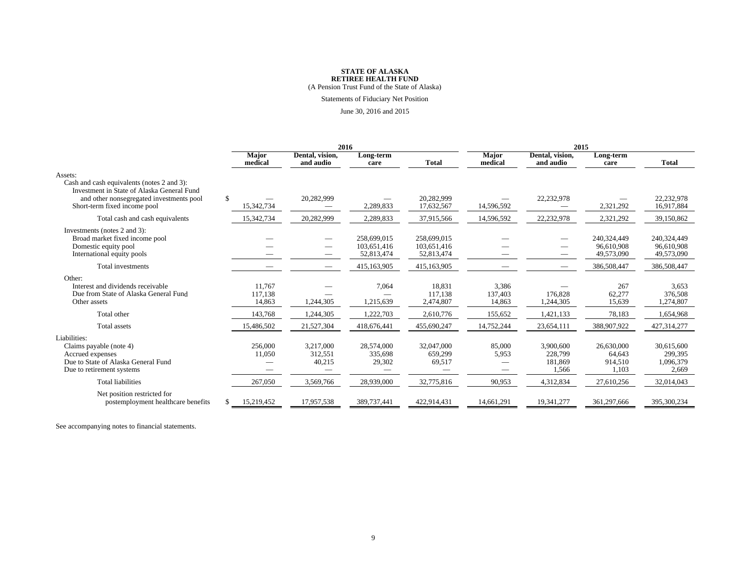**STATE OF ALASKA**
**RETIREE HEALTH FUND**
(A Pension Trust Fund of the State of Alaska)

Statements of Fiduciary Net Position

June 30, 2016 and 2015

| | 2016 | | | | 2015 | | | |
|---|---|---|---|---|---|---|---|---|
| | Major medical | Dental, vision, and audio | Long-term care | Total | Major medical | Dental, vision, and audio | Long-term care | Total |
| Assets: | | | | | | | | |
| Cash and cash equivalents (notes 2 and 3): | | | | | | | | |
| Investment in State of Alaska General Fund and other nonsegregated investments pool | $ — | 20,282,999 | — | 20,282,999 | — | 22,232,978 | — | 22,232,978 |
| Short-term fixed income pool | 15,342,734 | — | 2,289,833 | 17,632,567 | 14,596,592 | — | 2,321,292 | 16,917,884 |
| Total cash and cash equivalents | 15,342,734 | 20,282,999 | 2,289,833 | 37,915,566 | 14,596,592 | 22,232,978 | 2,321,292 | 39,150,862 |
| Investments (notes 2 and 3): | | | | | | | | |
| Broad market fixed income pool | — | — | 258,699,015 | 258,699,015 | — | — | 240,324,449 | 240,324,449 |
| Domestic equity pool | — | — | 103,651,416 | 103,651,416 | — | — | 96,610,908 | 96,610,908 |
| International equity pools | — | — | 52,813,474 | 52,813,474 | — | — | 49,573,090 | 49,573,090 |
| Total investments | — | — | 415,163,905 | 415,163,905 | — | — | 386,508,447 | 386,508,447 |
| Other: | | | | | | | | |
| Interest and dividends receivable | 11,767 | — | 7,064 | 18,831 | 3,386 | — | 267 | 3,653 |
| Due from State of Alaska General Fund | 117,138 | — | — | 117,138 | 137,403 | 176,828 | 62,277 | 376,508 |
| Other assets | 14,863 | 1,244,305 | 1,215,639 | 2,474,807 | 14,863 | 1,244,305 | 15,639 | 1,274,807 |
| Total other | 143,768 | 1,244,305 | 1,222,703 | 2,610,776 | 155,652 | 1,421,133 | 78,183 | 1,654,968 |
| Total assets | 15,486,502 | 21,527,304 | 418,676,441 | 455,690,247 | 14,752,244 | 23,654,111 | 388,907,922 | 427,314,277 |
| Liabilities: | | | | | | | | |
| Claims payable (note 4) | 256,000 | 3,217,000 | 28,574,000 | 32,047,000 | 85,000 | 3,900,600 | 26,630,000 | 30,615,600 |
| Accrued expenses | 11,050 | 312,551 | 335,698 | 659,299 | 5,953 | 228,799 | 64,643 | 299,395 |
| Due to State of Alaska General Fund | — | 40,215 | 29,302 | 69,517 | — | 181,869 | 914,510 | 1,096,379 |
| Due to retirement systems | — | — | — | — | — | 1,566 | 1,103 | 2,669 |
| Total liabilities | 267,050 | 3,569,766 | 28,939,000 | 32,775,816 | 90,953 | 4,312,834 | 27,610,256 | 32,014,043 |
| Net position restricted for postemployment healthcare benefits | $ 15,219,452 | 17,957,538 | 389,737,441 | 422,914,431 | 14,661,291 | 19,341,277 | 361,297,666 | 395,300,234 |

See accompanying notes to financial statements.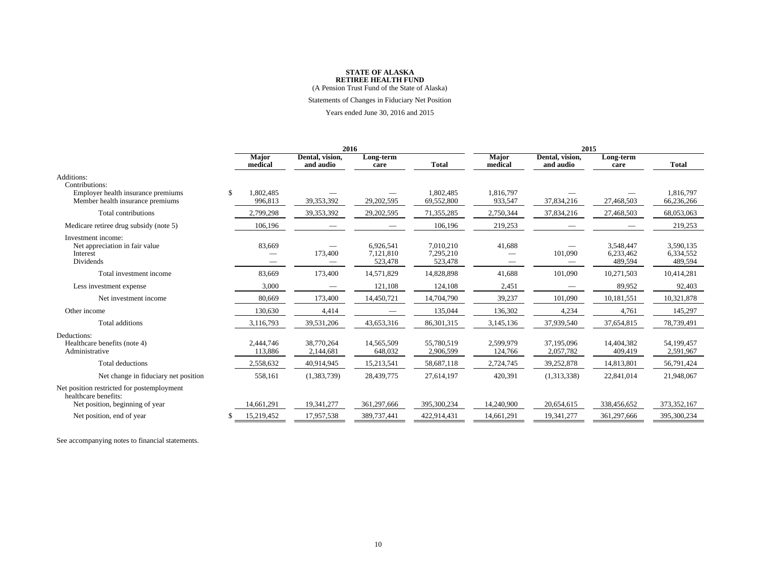**STATE OF ALASKA**
**RETIREE HEALTH FUND**
(A Pension Trust Fund of the State of Alaska)

Statements of Changes in Fiduciary Net Position

Years ended June 30, 2016 and 2015

| | 2016 | | | | 2015 | | | |
|---|---|---|---|---|---|---|---|---|
| | **Major medical** | **Dental, vision, and audio** | **Long-term care** | **Total** | **Major medical** | **Dental, vision, and audio** | **Long-term care** | **Total** |
| Additions: | | | | | | | | |
| Contributions: | | | | | | | | |
| Employer health insurance premiums | $ 1,802,485 | — | — | 1,802,485 | 1,816,797 | — | — | 1,816,797 |
| Member health insurance premiums | 996,813 | 39,353,392 | 29,202,595 | 69,552,800 | 933,547 | 37,834,216 | 27,468,503 | 66,236,266 |
| Total contributions | 2,799,298 | 39,353,392 | 29,202,595 | 71,355,285 | 2,750,344 | 37,834,216 | 27,468,503 | 68,053,063 |
| Medicare retiree drug subsidy (note 5) | 106,196 | — | — | 106,196 | 219,253 | — | — | 219,253 |
| Investment income: | | | | | | | | |
| Net appreciation in fair value | 83,669 | — | 6,926,541 | 7,010,210 | 41,688 | — | 3,548,447 | 3,590,135 |
| Interest | — | 173,400 | 7,121,810 | 7,295,210 | — | 101,090 | 6,233,462 | 6,334,552 |
| Dividends | — | — | 523,478 | 523,478 | — | — | 489,594 | 489,594 |
| Total investment income | 83,669 | 173,400 | 14,571,829 | 14,828,898 | 41,688 | 101,090 | 10,271,503 | 10,414,281 |
| Less investment expense | 3,000 | — | 121,108 | 124,108 | 2,451 | — | 89,952 | 92,403 |
| Net investment income | 80,669 | 173,400 | 14,450,721 | 14,704,790 | 39,237 | 101,090 | 10,181,551 | 10,321,878 |
| Other income | 130,630 | 4,414 | — | 135,044 | 136,302 | 4,234 | 4,761 | 145,297 |
| Total additions | 3,116,793 | 39,531,206 | 43,653,316 | 86,301,315 | 3,145,136 | 37,939,540 | 37,654,815 | 78,739,491 |
| Deductions: | | | | | | | | |
| Healthcare benefits (note 4) | 2,444,746 | 38,770,264 | 14,565,509 | 55,780,519 | 2,599,979 | 37,195,096 | 14,404,382 | 54,199,457 |
| Administrative | 113,886 | 2,144,681 | 648,032 | 2,906,599 | 124,766 | 2,057,782 | 409,419 | 2,591,967 |
| Total deductions | 2,558,632 | 40,914,945 | 15,213,541 | 58,687,118 | 2,724,745 | 39,252,878 | 14,813,801 | 56,791,424 |
| Net change in fiduciary net position | 558,161 | (1,383,739) | 28,439,775 | 27,614,197 | 420,391 | (1,313,338) | 22,841,014 | 21,948,067 |
| Net position restricted for postemployment healthcare benefits: | | | | | | | | |
| Net position, beginning of year | 14,661,291 | 19,341,277 | 361,297,666 | 395,300,234 | 14,240,900 | 20,654,615 | 338,456,652 | 373,352,167 |
| Net position, end of year | $ 15,219,452 | 17,957,538 | 389,737,441 | 422,914,431 | 14,661,291 | 19,341,277 | 361,297,666 | 395,300,234 |

See accompanying notes to financial statements.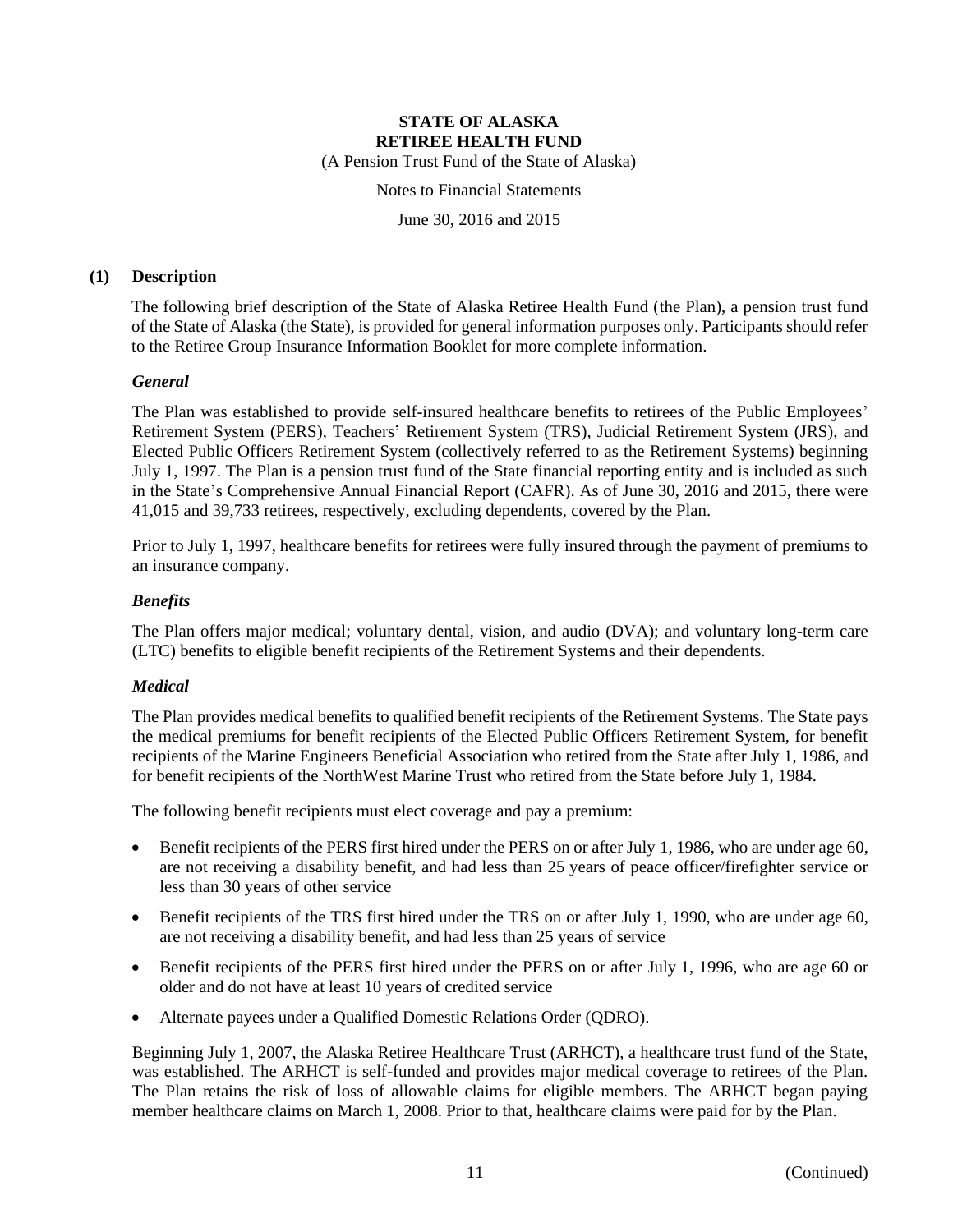**STATE OF ALASKA**
**RETIREE HEALTH FUND**
(A Pension Trust Fund of the State of Alaska)

Notes to Financial Statements

June 30, 2016 and 2015

## (1) Description

The following brief description of the State of Alaska Retiree Health Fund (the Plan), a pension trust fund of the State of Alaska (the State), is provided for general information purposes only. Participants should refer to the Retiree Group Insurance Information Booklet for more complete information.

### *General*

The Plan was established to provide self-insured healthcare benefits to retirees of the Public Employees' Retirement System (PERS), Teachers' Retirement System (TRS), Judicial Retirement System (JRS), and Elected Public Officers Retirement System (collectively referred to as the Retirement Systems) beginning July 1, 1997. The Plan is a pension trust fund of the State financial reporting entity and is included as such in the State's Comprehensive Annual Financial Report (CAFR). As of June 30, 2016 and 2015, there were 41,015 and 39,733 retirees, respectively, excluding dependents, covered by the Plan.

Prior to July 1, 1997, healthcare benefits for retirees were fully insured through the payment of premiums to an insurance company.

### *Benefits*

The Plan offers major medical; voluntary dental, vision, and audio (DVA); and voluntary long-term care (LTC) benefits to eligible benefit recipients of the Retirement Systems and their dependents.

### *Medical*

The Plan provides medical benefits to qualified benefit recipients of the Retirement Systems. The State pays the medical premiums for benefit recipients of the Elected Public Officers Retirement System, for benefit recipients of the Marine Engineers Beneficial Association who retired from the State after July 1, 1986, and for benefit recipients of the NorthWest Marine Trust who retired from the State before July 1, 1984.

The following benefit recipients must elect coverage and pay a premium:

- Benefit recipients of the PERS first hired under the PERS on or after July 1, 1986, who are under age 60, are not receiving a disability benefit, and had less than 25 years of peace officer/firefighter service or less than 30 years of other service
- Benefit recipients of the TRS first hired under the TRS on or after July 1, 1990, who are under age 60, are not receiving a disability benefit, and had less than 25 years of service
- Benefit recipients of the PERS first hired under the PERS on or after July 1, 1996, who are age 60 or older and do not have at least 10 years of credited service
- Alternate payees under a Qualified Domestic Relations Order (QDRO).

Beginning July 1, 2007, the Alaska Retiree Healthcare Trust (ARHCT), a healthcare trust fund of the State, was established. The ARHCT is self-funded and provides major medical coverage to retirees of the Plan. The Plan retains the risk of loss of allowable claims for eligible members. The ARHCT began paying member healthcare claims on March 1, 2008. Prior to that, healthcare claims were paid for by the Plan.

(Continued)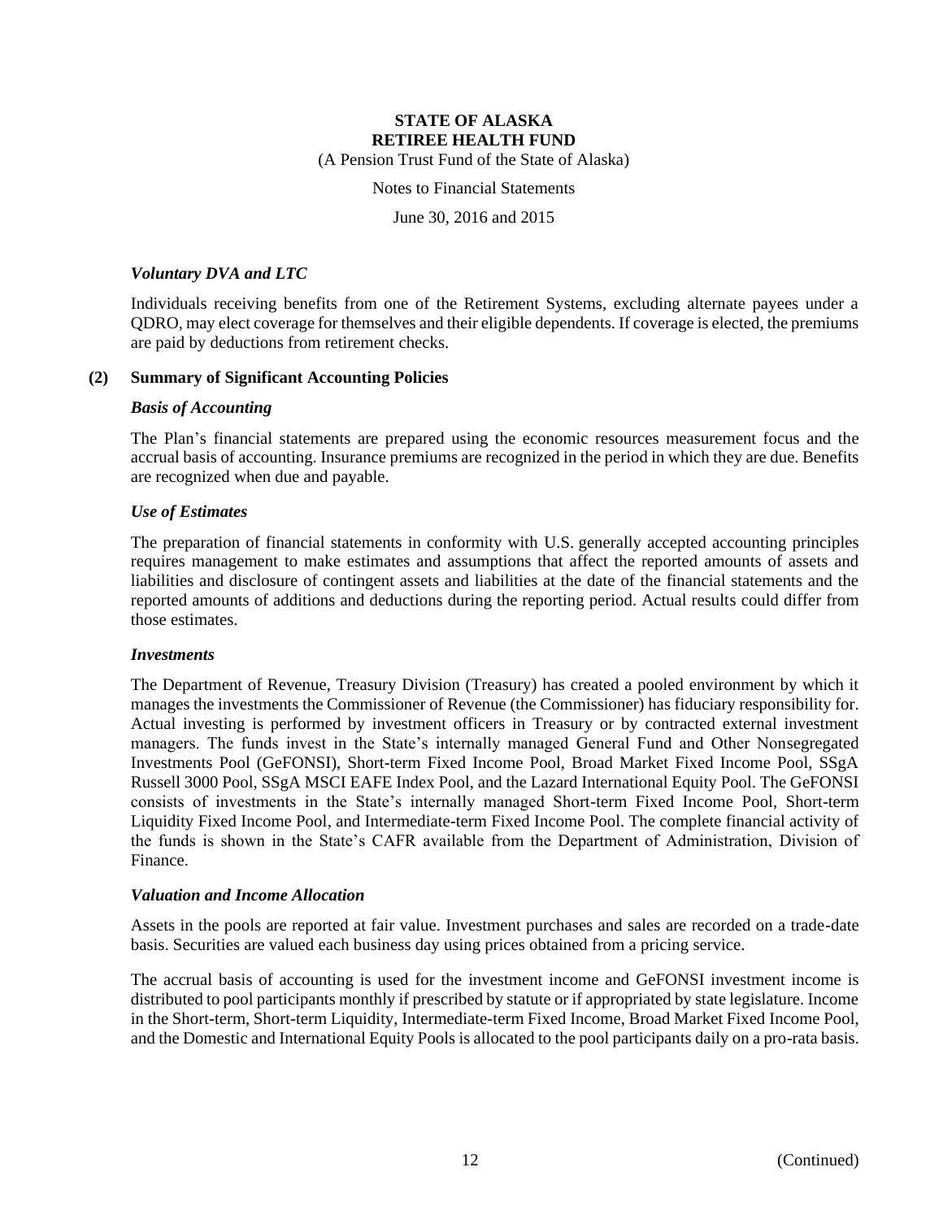### *Voluntary DVA and LTC*

Individuals receiving benefits from one of the Retirement Systems, excluding alternate payees under a QDRO, may elect coverage for themselves and their eligible dependents. If coverage is elected, the premiums are paid by deductions from retirement checks.

## (2) Summary of Significant Accounting Policies

### *Basis of Accounting*

The Plan's financial statements are prepared using the economic resources measurement focus and the accrual basis of accounting. Insurance premiums are recognized in the period in which they are due. Benefits are recognized when due and payable.

### *Use of Estimates*

The preparation of financial statements in conformity with U.S. generally accepted accounting principles requires management to make estimates and assumptions that affect the reported amounts of assets and liabilities and disclosure of contingent assets and liabilities at the date of the financial statements and the reported amounts of additions and deductions during the reporting period. Actual results could differ from those estimates.

### *Investments*

The Department of Revenue, Treasury Division (Treasury) has created a pooled environment by which it manages the investments the Commissioner of Revenue (the Commissioner) has fiduciary responsibility for. Actual investing is performed by investment officers in Treasury or by contracted external investment managers. The funds invest in the State's internally managed General Fund and Other Nonsegregated Investments Pool (GeFONSI), Short-term Fixed Income Pool, Broad Market Fixed Income Pool, SSgA Russell 3000 Pool, SSgA MSCI EAFE Index Pool, and the Lazard International Equity Pool. The GeFONSI consists of investments in the State's internally managed Short-term Fixed Income Pool, Short-term Liquidity Fixed Income Pool, and Intermediate-term Fixed Income Pool. The complete financial activity of the funds is shown in the State's CAFR available from the Department of Administration, Division of Finance.

### *Valuation and Income Allocation*

Assets in the pools are reported at fair value. Investment purchases and sales are recorded on a trade-date basis. Securities are valued each business day using prices obtained from a pricing service.

The accrual basis of accounting is used for the investment income and GeFONSI investment income is distributed to pool participants monthly if prescribed by statute or if appropriated by state legislature. Income in the Short-term, Short-term Liquidity, Intermediate-term Fixed Income, Broad Market Fixed Income Pool, and the Domestic and International Equity Pools is allocated to the pool participants daily on a pro-rata basis.

(Continued)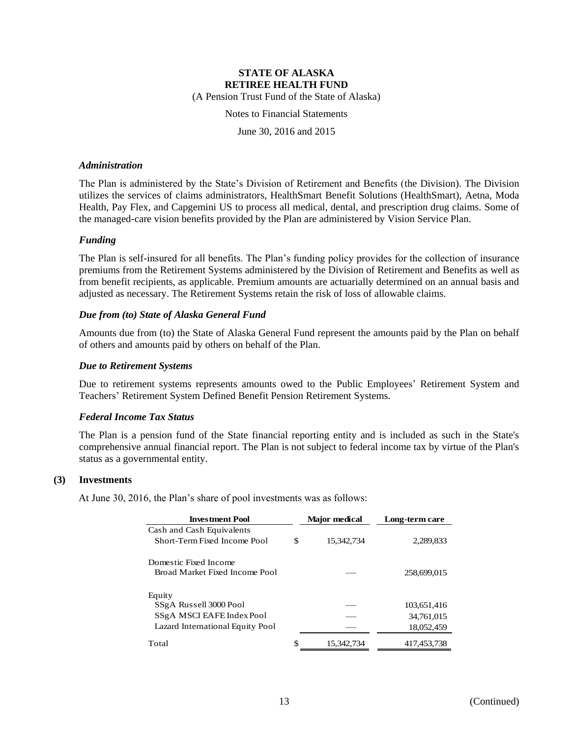### *Administration*

The Plan is administered by the State's Division of Retirement and Benefits (the Division). The Division utilizes the services of claims administrators, HealthSmart Benefit Solutions (HealthSmart), Aetna, Moda Health, Pay Flex, and Capgemini US to process all medical, dental, and prescription drug claims. Some of the managed-care vision benefits provided by the Plan are administered by Vision Service Plan.

### *Funding*

The Plan is self-insured for all benefits. The Plan's funding policy provides for the collection of insurance premiums from the Retirement Systems administered by the Division of Retirement and Benefits as well as from benefit recipients, as applicable. Premium amounts are actuarially determined on an annual basis and adjusted as necessary. The Retirement Systems retain the risk of loss of allowable claims.

### *Due from (to) State of Alaska General Fund*

Amounts due from (to) the State of Alaska General Fund represent the amounts paid by the Plan on behalf of others and amounts paid by others on behalf of the Plan.

### *Due to Retirement Systems*

Due to retirement systems represents amounts owed to the Public Employees' Retirement System and Teachers' Retirement System Defined Benefit Pension Retirement Systems.

### *Federal Income Tax Status*

The Plan is a pension fund of the State financial reporting entity and is included as such in the State's comprehensive annual financial report. The Plan is not subject to federal income tax by virtue of the Plan's status as a governmental entity.

## (3) Investments

At June 30, 2016, the Plan's share of pool investments was as follows:

| Investment Pool | Major medical | Long-term care |
|---|---|---|
| Cash and Cash Equivalents | | |
| Short-Term Fixed Income Pool | $ 15,342,734 | 2,289,833 |
| Domestic Fixed Income | | |
| Broad Market Fixed Income Pool | — | 258,699,015 |
| Equity | | |
| SSgA Russell 3000 Pool | — | 103,651,416 |
| SSgA MSCI EAFE Index Pool | — | 34,761,015 |
| Lazard International Equity Pool | — | 18,052,459 |
| Total | $ 15,342,734 | 417,453,738 |

(Continued)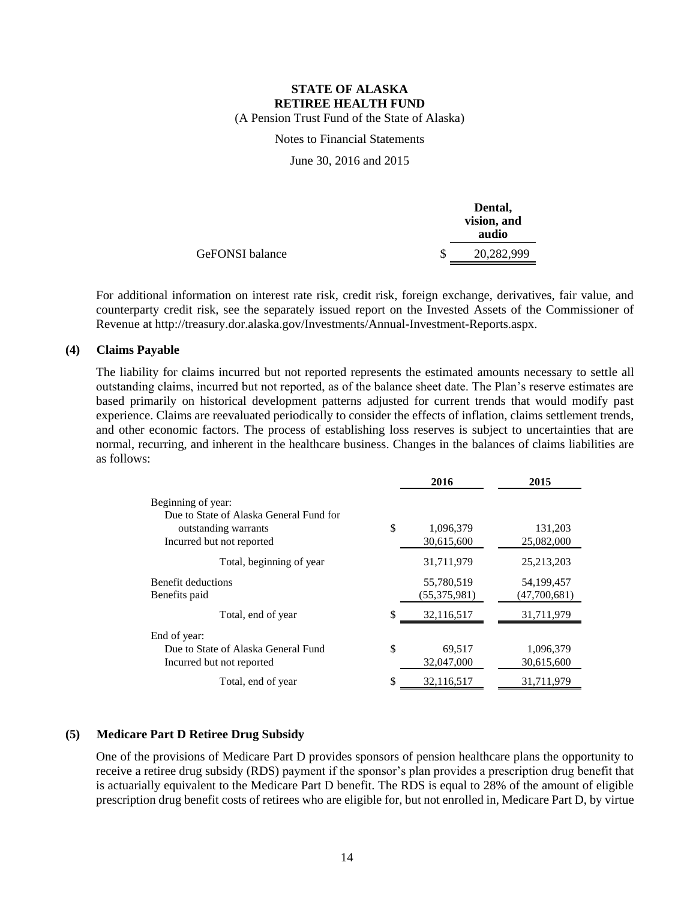| | Dental, vision, and audio |
|---|---|
| GeFONSI balance | $ 20,282,999 |

For additional information on interest rate risk, credit risk, foreign exchange, derivatives, fair value, and counterparty credit risk, see the separately issued report on the Invested Assets of the Commissioner of Revenue at http://treasury.dor.alaska.gov/Investments/Annual-Investment-Reports.aspx.

## (4) Claims Payable

The liability for claims incurred but not reported represents the estimated amounts necessary to settle all outstanding claims, incurred but not reported, as of the balance sheet date. The Plan's reserve estimates are based primarily on historical development patterns adjusted for current trends that would modify past experience. Claims are reevaluated periodically to consider the effects of inflation, claims settlement trends, and other economic factors. The process of establishing loss reserves is subject to uncertainties that are normal, recurring, and inherent in the healthcare business. Changes in the balances of claims liabilities are as follows:

| | 2016 | 2015 |
|---|---|---|
| Beginning of year: | | |
| Due to State of Alaska General Fund for outstanding warrants | $ 1,096,379 | 131,203 |
| Incurred but not reported | 30,615,600 | 25,082,000 |
| Total, beginning of year | 31,711,979 | 25,213,203 |
| Benefit deductions | 55,780,519 | 54,199,457 |
| Benefits paid | (55,375,981) | (47,700,681) |
| Total, end of year | $ 32,116,517 | 31,711,979 |
| End of year: | | |
| Due to State of Alaska General Fund | $ 69,517 | 1,096,379 |
| Incurred but not reported | 32,047,000 | 30,615,600 |
| Total, end of year | $ 32,116,517 | 31,711,979 |

## (5) Medicare Part D Retiree Drug Subsidy

One of the provisions of Medicare Part D provides sponsors of pension healthcare plans the opportunity to receive a retiree drug subsidy (RDS) payment if the sponsor's plan provides a prescription drug benefit that is actuarially equivalent to the Medicare Part D benefit. The RDS is equal to 28% of the amount of eligible prescription drug benefit costs of retirees who are eligible for, but not enrolled in, Medicare Part D, by virtue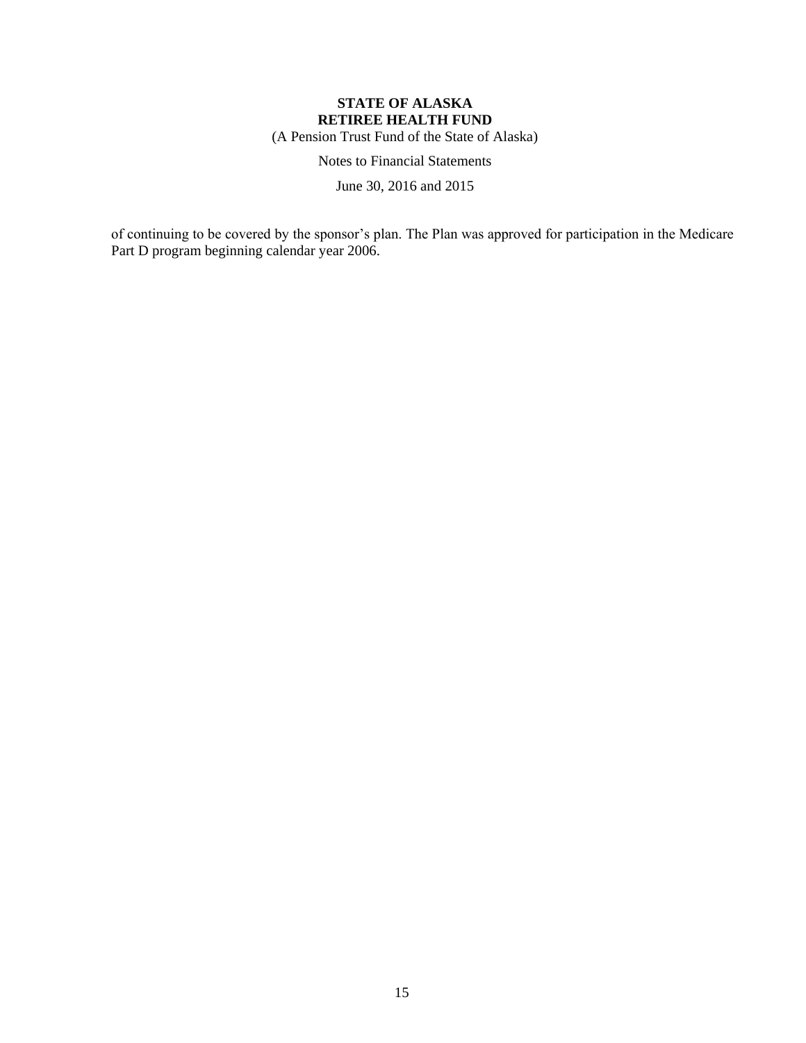of continuing to be covered by the sponsor's plan. The Plan was approved for participation in the Medicare Part D program beginning calendar year 2006.